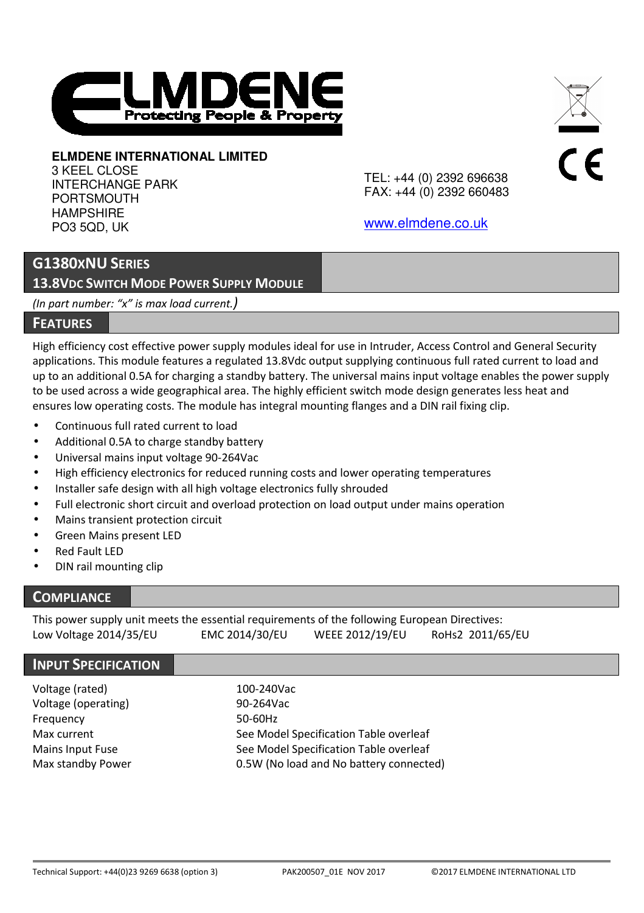**ELMDENE INTERNATIONAL LIMITED**
3 KEEL CLOSE
INTERCHANGE PARK
PORTSMOUTH
HAMPSHIRE
PO3 5QD, UK

TEL: +44 (0) 2392 696638
FAX: +44 (0) 2392 660483

www.elmdene.co.uk

# G1380XNU SERIES

## 13.8VDC SWITCH MODE POWER SUPPLY MODULE

*(In part number: "x" is max load current.)*

## FEATURES

High efficiency cost effective power supply modules ideal for use in Intruder, Access Control and General Security applications. This module features a regulated 13.8Vdc output supplying continuous full rated current to load and up to an additional 0.5A for charging a standby battery. The universal mains input voltage enables the power supply to be used across a wide geographical area. The highly efficient switch mode design generates less heat and ensures low operating costs. The module has integral mounting flanges and a DIN rail fixing clip.

- Continuous full rated current to load
- Additional 0.5A to charge standby battery
- Universal mains input voltage 90-264Vac
- High efficiency electronics for reduced running costs and lower operating temperatures
- Installer safe design with all high voltage electronics fully shrouded
- Full electronic short circuit and overload protection on load output under mains operation
- Mains transient protection circuit
- Green Mains present LED
- Red Fault LED
- DIN rail mounting clip

## COMPLIANCE

This power supply unit meets the essential requirements of the following European Directives:

| Low Voltage 2014/35/EU | EMC 2014/30/EU | WEEE 2012/19/EU | RoHs2 2011/65/EU |
|---|---|---|---|

## INPUT SPECIFICATION

| | |
|---|---|
| Voltage (rated) | 100-240Vac |
| Voltage (operating) | 90-264Vac |
| Frequency | 50-60Hz |
| Max current | See Model Specification Table overleaf |
| Mains Input Fuse | See Model Specification Table overleaf |
| Max standby Power | 0.5W (No load and No battery connected) |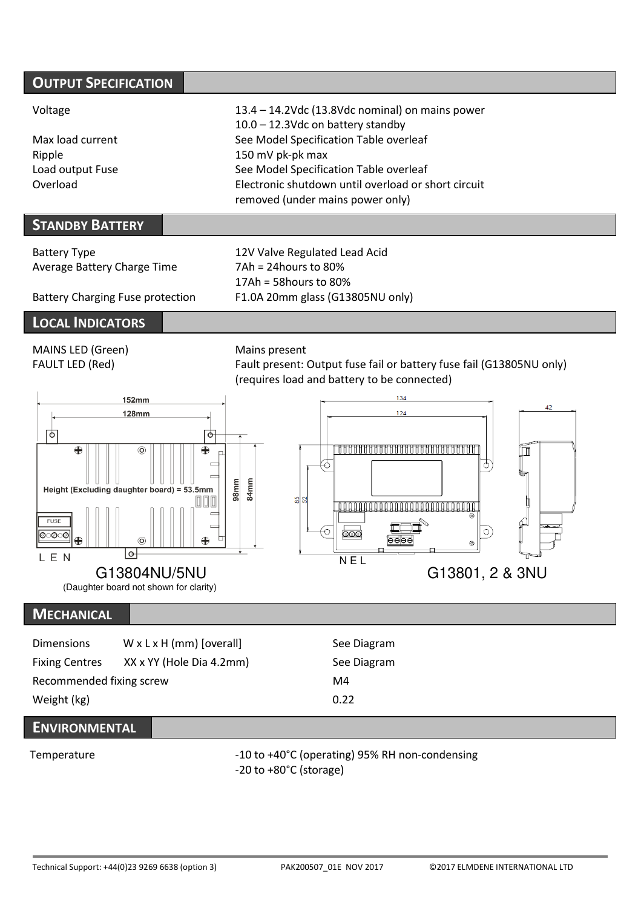## OUTPUT SPECIFICATION

| | |
|---|---|
| Voltage | 13.4 – 14.2Vdc (13.8Vdc nominal) on mains power<br>10.0 – 12.3Vdc on battery standby |
| Max load current | See Model Specification Table overleaf |
| Ripple | 150 mV pk-pk max |
| Load output Fuse | See Model Specification Table overleaf |
| Overload | Electronic shutdown until overload or short circuit removed (under mains power only) |

## STANDBY BATTERY

| | |
|---|---|
| Battery Type | 12V Valve Regulated Lead Acid |
| Average Battery Charge Time | 7Ah = 24hours to 80%<br>17Ah = 58hours to 80% |
| Battery Charging Fuse protection | F1.0A 20mm glass (G13805NU only) |

## LOCAL INDICATORS

| | |
|---|---|
| MAINS LED (Green) | Mains present |
| FAULT LED (Red) | Fault present: Output fuse fail or battery fuse fail (G13805NU only) (requires load and battery to be connected) |

152mm
128mm
Height (Excluding daughter board) = 53.5mm
98mm
84mm
FUSE
L E N

G13804NU/5NU
(Daughter board not shown for clarity)

134
124
42
85
52
N E L

G13801, 2 & 3NU

## MECHANICAL

| | | |
|---|---|---|
| Dimensions | W x L x H (mm) [overall] | See Diagram |
| Fixing Centres | XX x YY (Hole Dia 4.2mm) | See Diagram |
| Recommended fixing screw | | M4 |
| Weight (kg) | | 0.22 |

## ENVIRONMENTAL

| | |
|---|---|
| Temperature | -10 to +40°C (operating) 95% RH non-condensing<br>-20 to +80°C (storage) |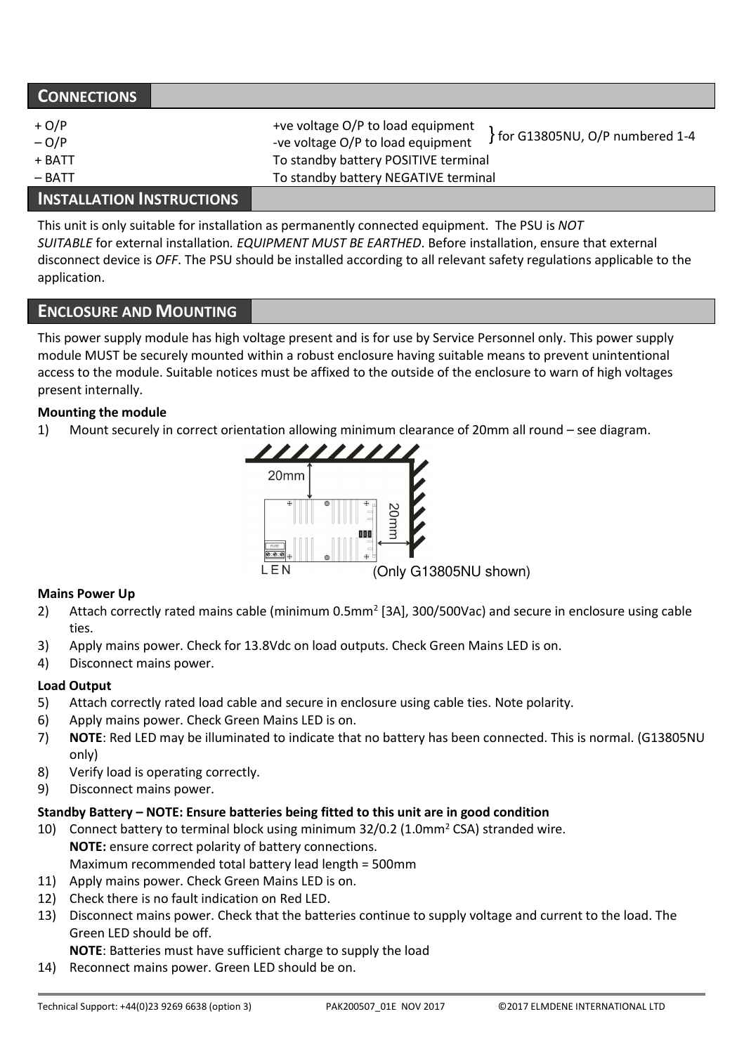## CONNECTIONS

| | | |
|---|---|---|
| + O/P | +ve voltage O/P to load equipment | for G13805NU, O/P numbered 1-4 |
| – O/P | -ve voltage O/P to load equipment | |
| + BATT | To standby battery POSITIVE terminal | |
| – BATT | To standby battery NEGATIVE terminal | |

## INSTALLATION INSTRUCTIONS

This unit is only suitable for installation as permanently connected equipment. The PSU is *NOT SUITABLE* for external installation*. EQUIPMENT MUST BE EARTHED*. Before installation, ensure that external disconnect device is *OFF*. The PSU should be installed according to all relevant safety regulations applicable to the application.

## ENCLOSURE AND MOUNTING

This power supply module has high voltage present and is for use by Service Personnel only. This power supply module MUST be securely mounted within a robust enclosure having suitable means to prevent unintentional access to the module. Suitable notices must be affixed to the outside of the enclosure to warn of high voltages present internally.

**Mounting the module**

1) Mount securely in correct orientation allowing minimum clearance of 20mm all round – see diagram.

(Only G13805NU shown)

**Mains Power Up**

2) Attach correctly rated mains cable (minimum 0.5mm² [3A], 300/500Vac) and secure in enclosure using cable ties.
3) Apply mains power. Check for 13.8Vdc on load outputs. Check Green Mains LED is on.
4) Disconnect mains power.

**Load Output**

5) Attach correctly rated load cable and secure in enclosure using cable ties. Note polarity.
6) Apply mains power. Check Green Mains LED is on.
7) **NOTE**: Red LED may be illuminated to indicate that no battery has been connected. This is normal. (G13805NU only)
8) Verify load is operating correctly.
9) Disconnect mains power.

**Standby Battery – NOTE: Ensure batteries being fitted to this unit are in good condition**

10) Connect battery to terminal block using minimum 32/0.2 (1.0mm² CSA) stranded wire.
    **NOTE:** ensure correct polarity of battery connections.
    Maximum recommended total battery lead length = 500mm
11) Apply mains power. Check Green Mains LED is on.
12) Check there is no fault indication on Red LED.
13) Disconnect mains power. Check that the batteries continue to supply voltage and current to the load. The Green LED should be off.
    **NOTE**: Batteries must have sufficient charge to supply the load
14) Reconnect mains power. Green LED should be on.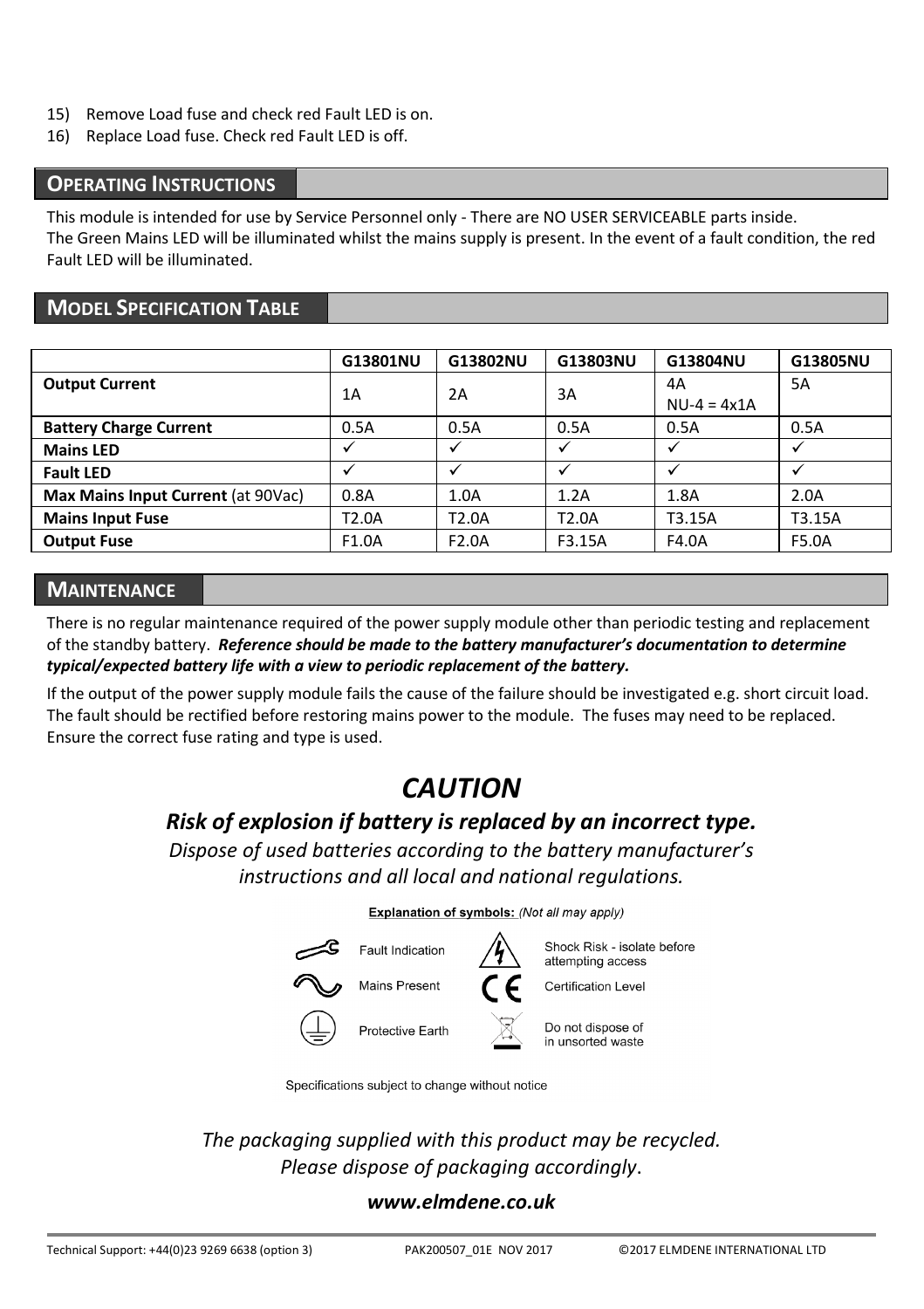15) Remove Load fuse and check red Fault LED is on.
16) Replace Load fuse. Check red Fault LED is off.

## OPERATING INSTRUCTIONS

This module is intended for use by Service Personnel only - There are NO USER SERVICEABLE parts inside.
The Green Mains LED will be illuminated whilst the mains supply is present. In the event of a fault condition, the red Fault LED will be illuminated.

## MODEL SPECIFICATION TABLE

| | G13801NU | G13802NU | G13803NU | G13804NU | G13805NU |
|---|---|---|---|---|---|
| **Output Current** | 1A | 2A | 3A | 4A NU-4 = 4x1A | 5A |
| **Battery Charge Current** | 0.5A | 0.5A | 0.5A | 0.5A | 0.5A |
| **Mains LED** | ✓ | ✓ | ✓ | ✓ | ✓ |
| **Fault LED** | ✓ | ✓ | ✓ | ✓ | ✓ |
| **Max Mains Input Current** (at 90Vac) | 0.8A | 1.0A | 1.2A | 1.8A | 2.0A |
| **Mains Input Fuse** | T2.0A | T2.0A | T2.0A | T3.15A | T3.15A |
| **Output Fuse** | F1.0A | F2.0A | F3.15A | F4.0A | F5.0A |

## MAINTENANCE

There is no regular maintenance required of the power supply module other than periodic testing and replacement of the standby battery. ***Reference should be made to the battery manufacturer's documentation to determine typical/expected battery life with a view to periodic replacement of the battery.***

If the output of the power supply module fails the cause of the failure should be investigated e.g. short circuit load. The fault should be rectified before restoring mains power to the module. The fuses may need to be replaced. Ensure the correct fuse rating and type is used.

# *CAUTION*

***Risk of explosion if battery is replaced by an incorrect type.***

*Dispose of used batteries according to the battery manufacturer's instructions and all local and national regulations.*

**Explanation of symbols:** *(Not all may apply)*

Fault Indication

Mains Present

Protective Earth

Shock Risk - isolate before attempting access

Certification Level

Do not dispose of in unsorted waste

Specifications subject to change without notice

*The packaging supplied with this product may be recycled. Please dispose of packaging accordingly*.

***www.elmdene.co.uk***

Technical Support: +44(0)23 9269 6638 (option 3) PAK200507_01E NOV 2017 ©2017 ELMDENE INTERNATIONAL LTD